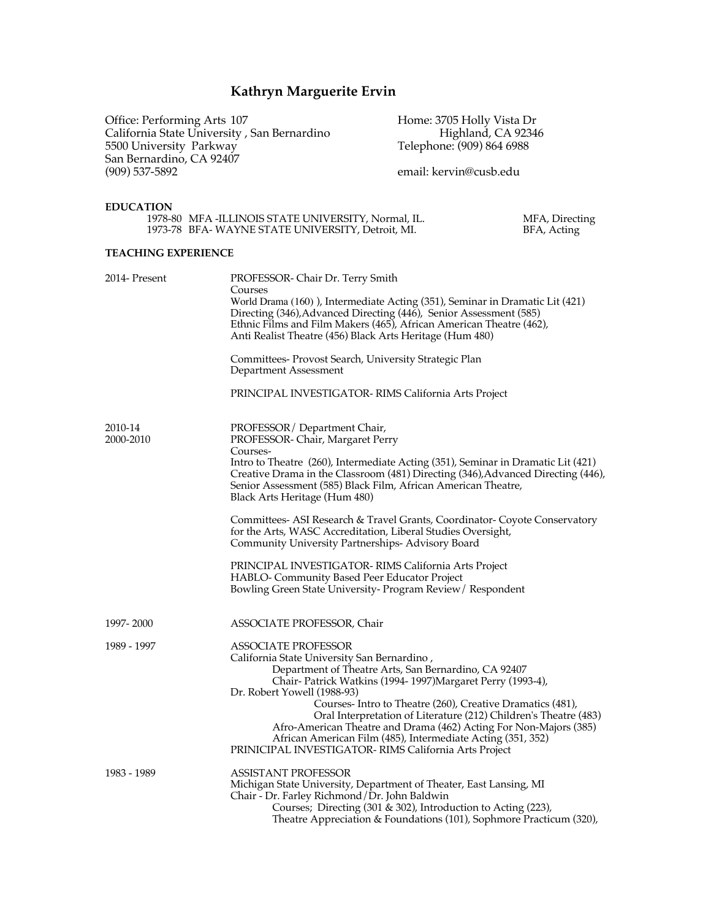# Kathryn Marguerite Ervin

Office: Performing Arts 107
California State University , San Bernardino
5500 University Parkway
San Bernardino, CA 92407
(909) 537-5892

Home: 3705 Holly Vista Dr
Highland, CA 92346
Telephone: (909) 864 6988

email: kervin@cusb.edu

**EDUCATION**

| | | |
|---|---|---|
| 1978-80 | MFA -ILLINOIS STATE UNIVERSITY, Normal, IL. | MFA, Directing |
| 1973-78 | BFA- WAYNE STATE UNIVERSITY, Detroit, MI. | BFA, Acting |

**TEACHING EXPERIENCE**

**2014- Present**

PROFESSOR- Chair Dr. Terry Smith
Courses
World Drama (160) ), Intermediate Acting (351), Seminar in Dramatic Lit (421)
Directing (346),Advanced Directing (446), Senior Assessment (585)
Ethnic Films and Film Makers (465), African American Theatre (462),
Anti Realist Theatre (456) Black Arts Heritage (Hum 480)

Committees- Provost Search, University Strategic Plan
Department Assessment

PRINCIPAL INVESTIGATOR- RIMS California Arts Project

**2010-14**

PROFESSOR/ Department Chair,

**2000-2010**

PROFESSOR- Chair, Margaret Perry
Courses-
Intro to Theatre (260), Intermediate Acting (351), Seminar in Dramatic Lit (421)
Creative Drama in the Classroom (481) Directing (346),Advanced Directing (446),
Senior Assessment (585) Black Film, African American Theatre,
Black Arts Heritage (Hum 480)

Committees- ASI Research & Travel Grants, Coordinator- Coyote Conservatory for the Arts, WASC Accreditation, Liberal Studies Oversight,
Community University Partnerships- Advisory Board

PRINCIPAL INVESTIGATOR- RIMS California Arts Project
HABLO- Community Based Peer Educator Project
Bowling Green State University- Program Review/ Respondent

**1997- 2000**

ASSOCIATE PROFESSOR, Chair

**1989 - 1997**

ASSOCIATE PROFESSOR
California State University San Bernardino ,
Department of Theatre Arts, San Bernardino, CA 92407
Chair- Patrick Watkins (1994- 1997)Margaret Perry (1993-4),
Dr. Robert Yowell (1988-93)
Courses- Intro to Theatre (260), Creative Dramatics (481),
Oral Interpretation of Literature (212) Children's Theatre (483)
Afro-American Theatre and Drama (462) Acting For Non-Majors (385)
African American Film (485), Intermediate Acting (351, 352)
PRINICIPAL INVESTIGATOR- RIMS California Arts Project

**1983 - 1989**

ASSISTANT PROFESSOR
Michigan State University, Department of Theater, East Lansing, MI
Chair - Dr. Farley Richmond/Dr. John Baldwin
Courses; Directing (301 & 302), Introduction to Acting (223),
Theatre Appreciation & Foundations (101), Sophmore Practicum (320),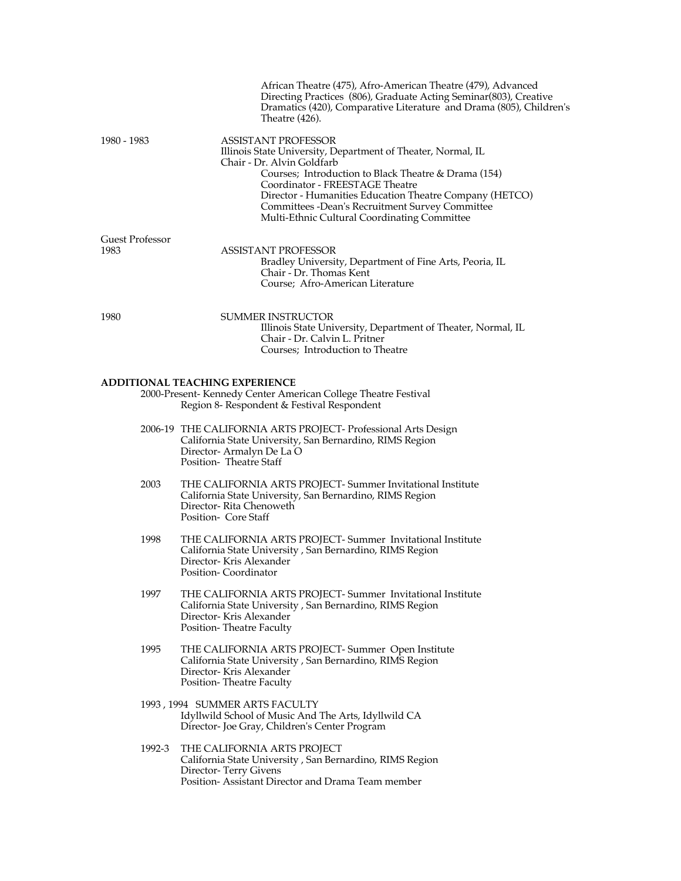African Theatre (475), Afro-American Theatre (479), Advanced Directing Practices (806), Graduate Acting Seminar(803), Creative Dramatics (420), Comparative Literature and Drama (805), Children's Theatre (426).

1980 - 1983

ASSISTANT PROFESSOR
Illinois State University, Department of Theater, Normal, IL
Chair - Dr. Alvin Goldfarb
Courses; Introduction to Black Theatre & Drama (154)
Coordinator - FREESTAGE Theatre
Director - Humanities Education Theatre Company (HETCO)
Committees -Dean's Recruitment Survey Committee
Multi-Ethnic Cultural Coordinating Committee

Guest Professor
1983

ASSISTANT PROFESSOR
Bradley University, Department of Fine Arts, Peoria, IL
Chair - Dr. Thomas Kent
Course; Afro-American Literature

1980

SUMMER INSTRUCTOR
Illinois State University, Department of Theater, Normal, IL
Chair - Dr. Calvin L. Pritner
Courses; Introduction to Theatre

**ADDITIONAL TEACHING EXPERIENCE**

2000-Present- Kennedy Center American College Theatre Festival
Region 8- Respondent & Festival Respondent

2006-19 THE CALIFORNIA ARTS PROJECT- Professional Arts Design
California State University, San Bernardino, RIMS Region
Director- Armalyn De La O
Position- Theatre Staff

2003 THE CALIFORNIA ARTS PROJECT- Summer Invitational Institute
California State University, San Bernardino, RIMS Region
Director- Rita Chenoweth
Position- Core Staff

1998 THE CALIFORNIA ARTS PROJECT- Summer Invitational Institute
California State University , San Bernardino, RIMS Region
Director- Kris Alexander
Position- Coordinator

1997 THE CALIFORNIA ARTS PROJECT- Summer Invitational Institute
California State University , San Bernardino, RIMS Region
Director- Kris Alexander
Position- Theatre Faculty

1995 THE CALIFORNIA ARTS PROJECT- Summer Open Institute
California State University , San Bernardino, RIMS Region
Director- Kris Alexander
Position- Theatre Faculty

1993 , 1994 SUMMER ARTS FACULTY
Idyllwild School of Music And The Arts, Idyllwild CA
Director- Joe Gray, Children's Center Program

1992-3 THE CALIFORNIA ARTS PROJECT
California State University , San Bernardino, RIMS Region
Director- Terry Givens
Position- Assistant Director and Drama Team member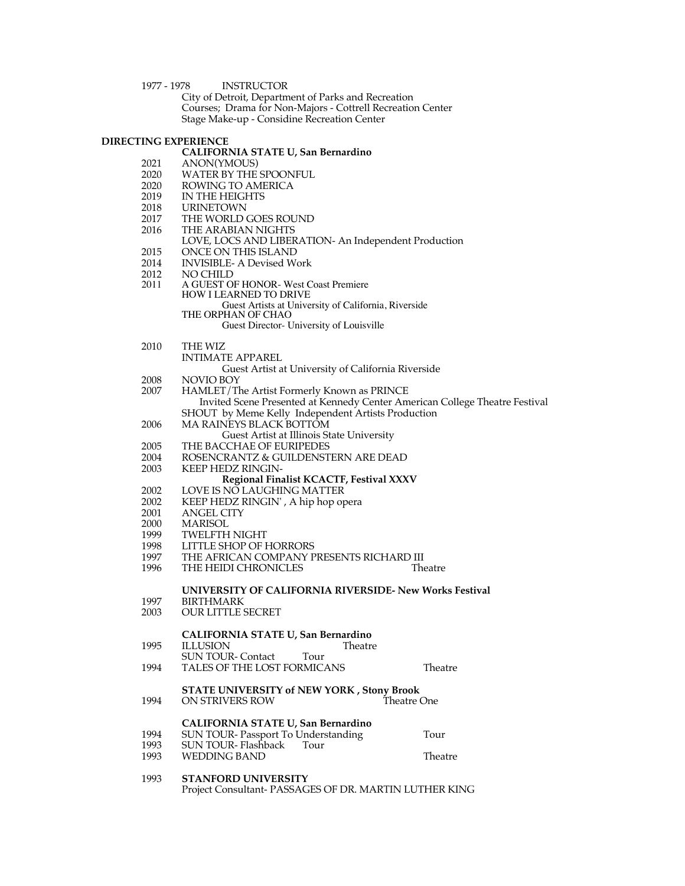1977 - 1978 INSTRUCTOR
City of Detroit, Department of Parks and Recreation
Courses; Drama for Non-Majors - Cottrell Recreation Center
Stage Make-up - Considine Recreation Center

**DIRECTING EXPERIENCE**

**CALIFORNIA STATE U, San Bernardino**

2021 ANON(YMOUS)
2020 WATER BY THE SPOONFUL
2020 ROWING TO AMERICA
2019 IN THE HEIGHTS
2018 URINETOWN
2017 THE WORLD GOES ROUND
2016 THE ARABIAN NIGHTS
LOVE, LOCS AND LIBERATION- An Independent Production
2015 ONCE ON THIS ISLAND
2014 INVISIBLE- A Devised Work
2012 NO CHILD
2011 A GUEST OF HONOR- West Coast Premiere
HOW I LEARNED TO DRIVE
Guest Artists at University of California, Riverside
THE ORPHAN OF CHAO
Guest Director- University of Louisville

2010 THE WIZ
INTIMATE APPAREL
Guest Artist at University of California Riverside
2008 NOVIO BOY
2007 HAMLET/The Artist Formerly Known as PRINCE
Invited Scene Presented at Kennedy Center American College Theatre Festival
SHOUT by Meme Kelly Independent Artists Production
2006 MA RAINEYS BLACK BOTTOM
Guest Artist at Illinois State University
2005 THE BACCHAE OF EURIPEDES
2004 ROSENCRANTZ & GUILDENSTERN ARE DEAD
2003 KEEP HEDZ RINGIN-
**Regional Finalist KCACTF, Festival XXXV**
2002 LOVE IS NO LAUGHING MATTER
2002 KEEP HEDZ RINGIN' , A hip hop opera
2001 ANGEL CITY
2000 MARISOL
1999 TWELFTH NIGHT
1998 LITTLE SHOP OF HORRORS
1997 THE AFRICAN COMPANY PRESENTS RICHARD III
1996 THE HEIDI CHRONICLES Theatre

**UNIVERSITY OF CALIFORNIA RIVERSIDE- New Works Festival**

1997 BIRTHMARK
2003 OUR LITTLE SECRET

**CALIFORNIA STATE U, San Bernardino**

1995 ILLUSION Theatre
SUN TOUR- Contact Tour
1994 TALES OF THE LOST FORMICANS Theatre

**STATE UNIVERSITY of NEW YORK , Stony Brook**

1994 ON STRIVERS ROW Theatre One

**CALIFORNIA STATE U, San Bernardino**

1994 SUN TOUR- Passport To Understanding Tour
1993 SUN TOUR- Flashback Tour
1993 WEDDING BAND Theatre

1993 **STANFORD UNIVERSITY**
Project Consultant- PASSAGES OF DR. MARTIN LUTHER KING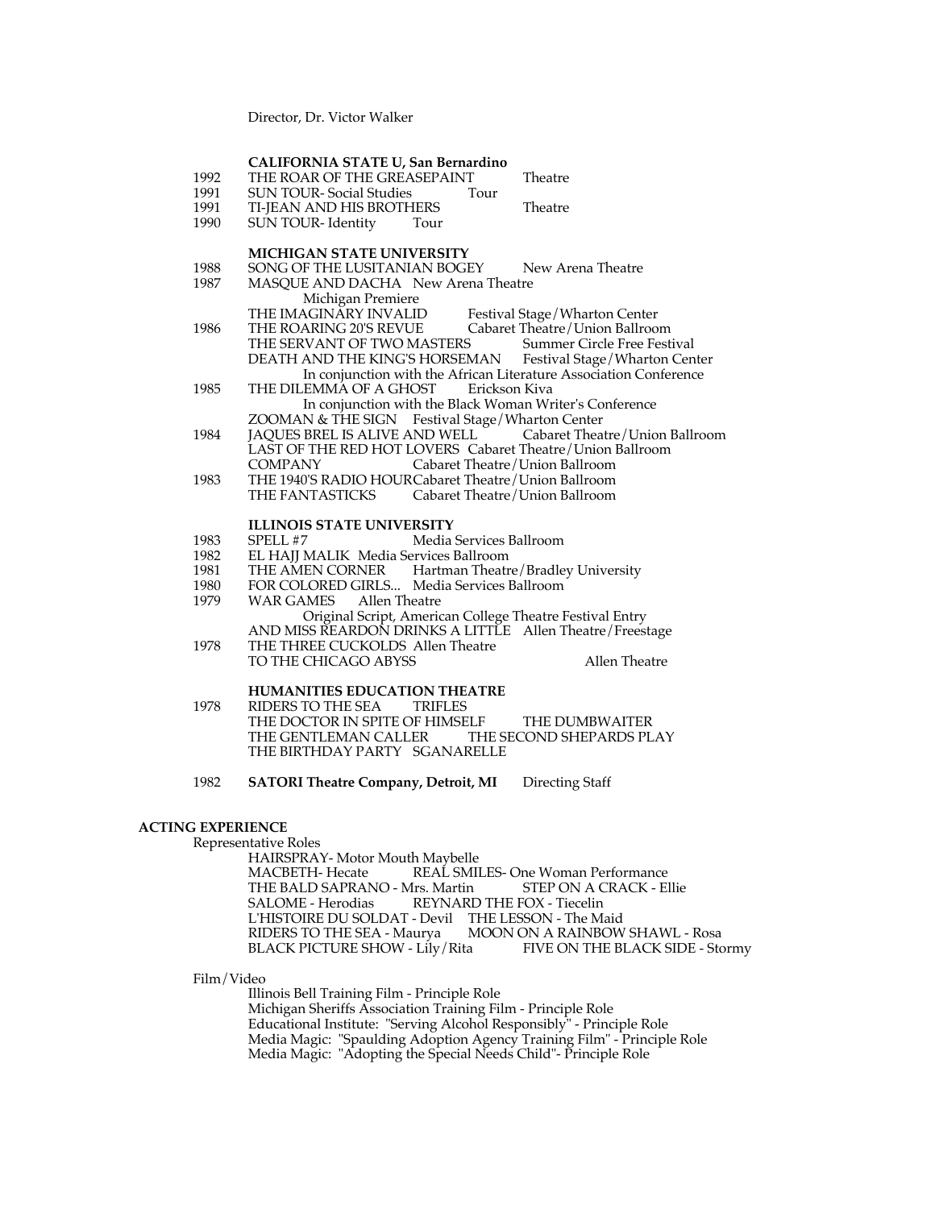Director, Dr. Victor Walker

**CALIFORNIA STATE U, San Bernardino**

1992 THE ROAR OF THE GREASEPAINT Theatre
1991 SUN TOUR- Social Studies Tour
1991 TI-JEAN AND HIS BROTHERS Theatre
1990 SUN TOUR- Identity Tour

**MICHIGAN STATE UNIVERSITY**

1988 SONG OF THE LUSITANIAN BOGEY New Arena Theatre
1987 MASQUE AND DACHA New Arena Theatre
Michigan Premiere
THE IMAGINARY INVALID Festival Stage/Wharton Center
1986 THE ROARING 20'S REVUE Cabaret Theatre/Union Ballroom
THE SERVANT OF TWO MASTERS Summer Circle Free Festival
DEATH AND THE KING'S HORSEMAN Festival Stage/Wharton Center
In conjunction with the African Literature Association Conference
1985 THE DILEMMA OF A GHOST Erickson Kiva
In conjunction with the Black Woman Writer's Conference
ZOOMAN & THE SIGN Festival Stage/Wharton Center
1984 JAQUES BREL IS ALIVE AND WELL Cabaret Theatre/Union Ballroom
LAST OF THE RED HOT LOVERS Cabaret Theatre/Union Ballroom
COMPANY Cabaret Theatre/Union Ballroom
1983 THE 1940'S RADIO HOUR Cabaret Theatre/Union Ballroom
THE FANTASTICKS Cabaret Theatre/Union Ballroom

**ILLINOIS STATE UNIVERSITY**

1983 SPELL #7 Media Services Ballroom
1982 EL HAJJ MALIK Media Services Ballroom
1981 THE AMEN CORNER Hartman Theatre/Bradley University
1980 FOR COLORED GIRLS... Media Services Ballroom
1979 WAR GAMES Allen Theatre
Original Script, American College Theatre Festival Entry
AND MISS REARDON DRINKS A LITTLE Allen Theatre/Freestage
1978 THE THREE CUCKOLDS Allen Theatre
TO THE CHICAGO ABYSS Allen Theatre

**HUMANITIES EDUCATION THEATRE**

1978 RIDERS TO THE SEA TRIFLES
THE DOCTOR IN SPITE OF HIMSELF THE DUMBWAITER
THE GENTLEMAN CALLER THE SECOND SHEPARDS PLAY
THE BIRTHDAY PARTY SGANARELLE

1982 **SATORI Theatre Company, Detroit, MI** Directing Staff

**ACTING EXPERIENCE**

Representative Roles

HAIRSPRAY- Motor Mouth Maybelle
MACBETH- Hecate REAL SMILES- One Woman Performance
THE BALD SAPRANO - Mrs. Martin STEP ON A CRACK - Ellie
SALOME - Herodias REYNARD THE FOX - Tiecelin
L'HISTOIRE DU SOLDAT - Devil THE LESSON - The Maid
RIDERS TO THE SEA - Maurya MOON ON A RAINBOW SHAWL - Rosa
BLACK PICTURE SHOW - Lily/Rita FIVE ON THE BLACK SIDE - Stormy

Film/Video

Illinois Bell Training Film - Principle Role
Michigan Sheriffs Association Training Film - Principle Role
Educational Institute: "Serving Alcohol Responsibly" - Principle Role
Media Magic: "Spaulding Adoption Agency Training Film" - Principle Role
Media Magic: "Adopting the Special Needs Child"- Principle Role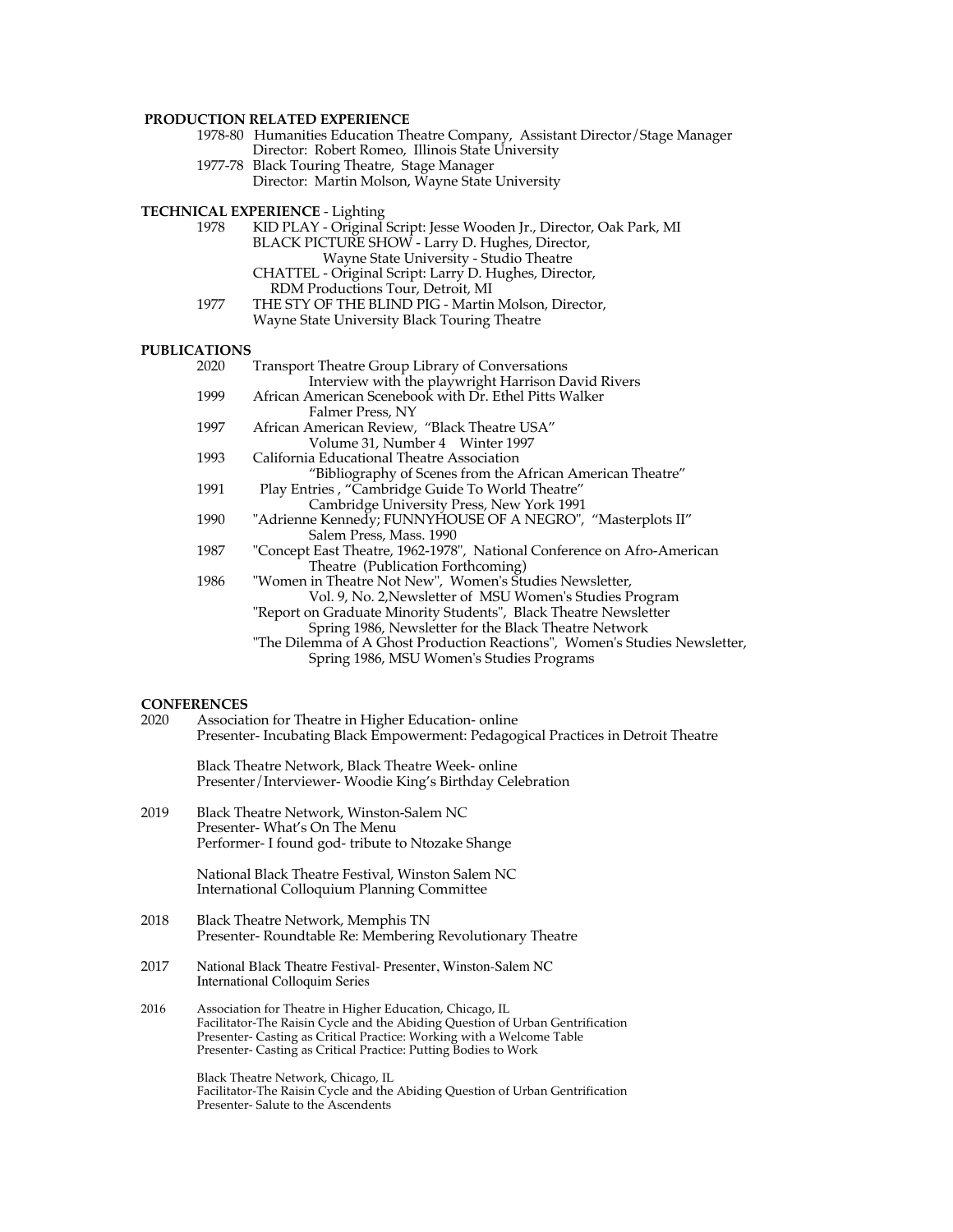**PRODUCTION RELATED EXPERIENCE**

1978-80 Humanities Education Theatre Company, Assistant Director/Stage Manager
Director: Robert Romeo, Illinois State University

1977-78 Black Touring Theatre, Stage Manager
Director: Martin Molson, Wayne State University

**TECHNICAL EXPERIENCE** - Lighting

1978 KID PLAY - Original Script: Jesse Wooden Jr., Director, Oak Park, MI
BLACK PICTURE SHOW - Larry D. Hughes, Director,
Wayne State University - Studio Theatre
CHATTEL - Original Script: Larry D. Hughes, Director,
RDM Productions Tour, Detroit, MI

1977 THE STY OF THE BLIND PIG - Martin Molson, Director,
Wayne State University Black Touring Theatre

**PUBLICATIONS**

2020 Transport Theatre Group Library of Conversations
Interview with the playwright Harrison David Rivers

1999 African American Scenebook with Dr. Ethel Pitts Walker
Falmer Press, NY

1997 African American Review, "Black Theatre USA"
Volume 31, Number 4 Winter 1997

1993 California Educational Theatre Association
"Bibliography of Scenes from the African American Theatre"

1991 Play Entries , "Cambridge Guide To World Theatre"
Cambridge University Press, New York 1991

1990 "Adrienne Kennedy; FUNNYHOUSE OF A NEGRO", "Masterplots II"
Salem Press, Mass. 1990

1987 "Concept East Theatre, 1962-1978", National Conference on Afro-American
Theatre (Publication Forthcoming)

1986 "Women in Theatre Not New", Women's Studies Newsletter,
Vol. 9, No. 2,Newsletter of MSU Women's Studies Program
"Report on Graduate Minority Students", Black Theatre Newsletter
Spring 1986, Newsletter for the Black Theatre Network
"The Dilemma of A Ghost Production Reactions", Women's Studies Newsletter,
Spring 1986, MSU Women's Studies Programs

**CONFERENCES**

2020 Association for Theatre in Higher Education- online
Presenter- Incubating Black Empowerment: Pedagogical Practices in Detroit Theatre

Black Theatre Network, Black Theatre Week- online
Presenter/Interviewer- Woodie King's Birthday Celebration

2019 Black Theatre Network, Winston-Salem NC
Presenter- What's On The Menu
Performer- I found god- tribute to Ntozake Shange

National Black Theatre Festival, Winston Salem NC
International Colloquium Planning Committee

2018 Black Theatre Network, Memphis TN
Presenter- Roundtable Re: Membering Revolutionary Theatre

2017 National Black Theatre Festival- Presenter, Winston-Salem NC
International Colloquim Series

2016 Association for Theatre in Higher Education, Chicago, IL
Facilitator-The Raisin Cycle and the Abiding Question of Urban Gentrification
Presenter- Casting as Critical Practice: Working with a Welcome Table
Presenter- Casting as Critical Practice: Putting Bodies to Work

Black Theatre Network, Chicago, IL
Facilitator-The Raisin Cycle and the Abiding Question of Urban Gentrification
Presenter- Salute to the Ascendents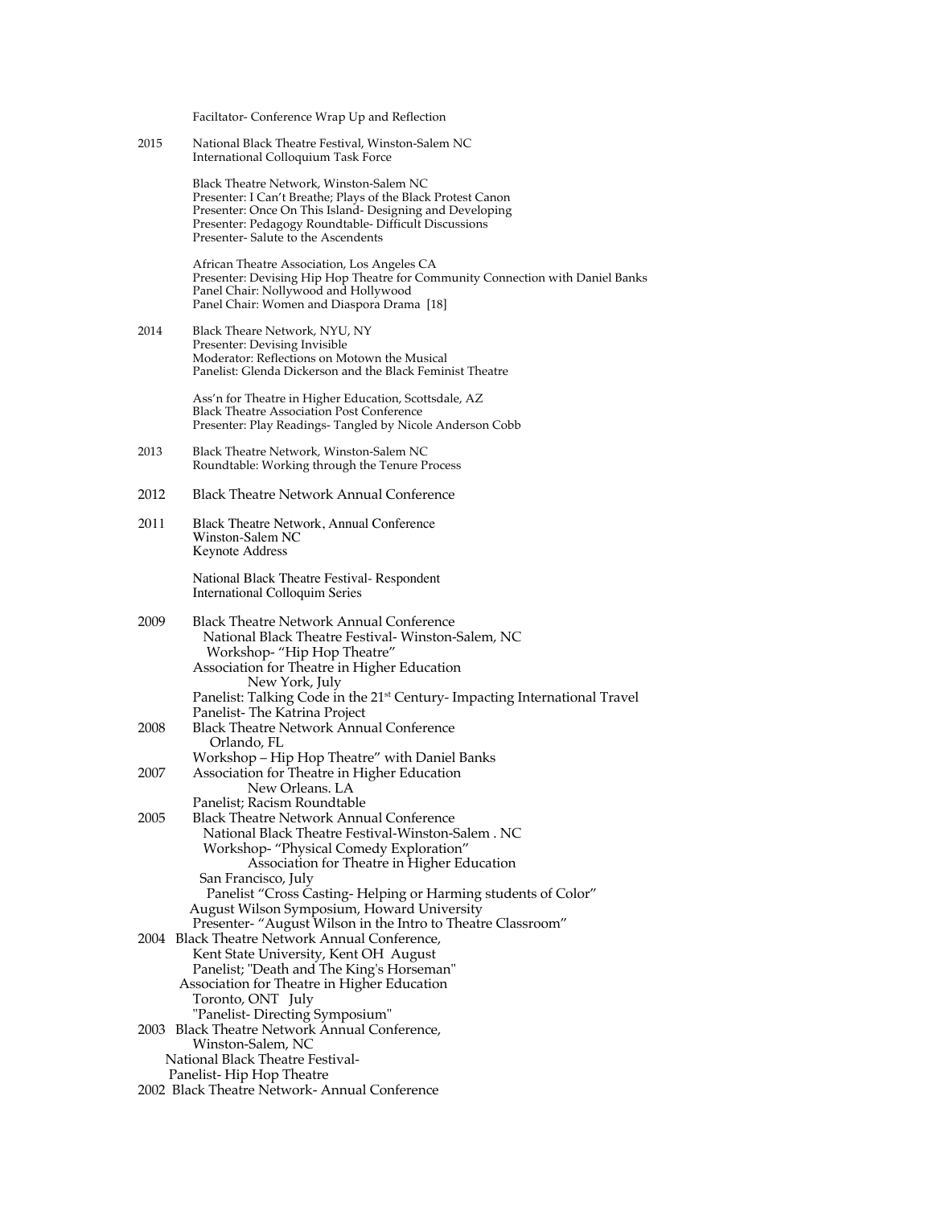Faciltator- Conference Wrap Up and Reflection

2015 National Black Theatre Festival, Winston-Salem NC
International Colloquium Task Force

Black Theatre Network, Winston-Salem NC
Presenter: I Can't Breathe; Plays of the Black Protest Canon
Presenter: Once On This Island- Designing and Developing
Presenter: Pedagogy Roundtable- Difficult Discussions
Presenter- Salute to the Ascendents

African Theatre Association, Los Angeles CA
Presenter: Devising Hip Hop Theatre for Community Connection with Daniel Banks
Panel Chair: Nollywood and Hollywood
Panel Chair: Women and Diaspora Drama [18]

2014 Black Theare Network, NYU, NY
Presenter: Devising Invisible
Moderator: Reflections on Motown the Musical
Panelist: Glenda Dickerson and the Black Feminist Theatre

Ass'n for Theatre in Higher Education, Scottsdale, AZ
Black Theatre Association Post Conference
Presenter: Play Readings- Tangled by Nicole Anderson Cobb

2013 Black Theatre Network, Winston-Salem NC
Roundtable: Working through the Tenure Process

2012 Black Theatre Network Annual Conference

2011 Black Theatre Network, Annual Conference
Winston-Salem NC
Keynote Address

National Black Theatre Festival- Respondent
International Colloquim Series

2009 Black Theatre Network Annual Conference
National Black Theatre Festival- Winston-Salem, NC
Workshop- "Hip Hop Theatre"
Association for Theatre in Higher Education
New York, July
Panelist: Talking Code in the 21st Century- Impacting International Travel
Panelist- The Katrina Project

2008 Black Theatre Network Annual Conference
Orlando, FL
Workshop – Hip Hop Theatre" with Daniel Banks

2007 Association for Theatre in Higher Education
New Orleans. LA
Panelist; Racism Roundtable

2005 Black Theatre Network Annual Conference
National Black Theatre Festival-Winston-Salem . NC
Workshop- "Physical Comedy Exploration"
Association for Theatre in Higher Education
San Francisco, July
Panelist "Cross Casting- Helping or Harming students of Color"
August Wilson Symposium, Howard University
Presenter- "August Wilson in the Intro to Theatre Classroom"

2004 Black Theatre Network Annual Conference,
Kent State University, Kent OH August
Panelist; "Death and The King's Horseman"
Association for Theatre in Higher Education
Toronto, ONT July
"Panelist- Directing Symposium"

2003 Black Theatre Network Annual Conference,
Winston-Salem, NC
National Black Theatre Festival-
Panelist- Hip Hop Theatre

2002 Black Theatre Network- Annual Conference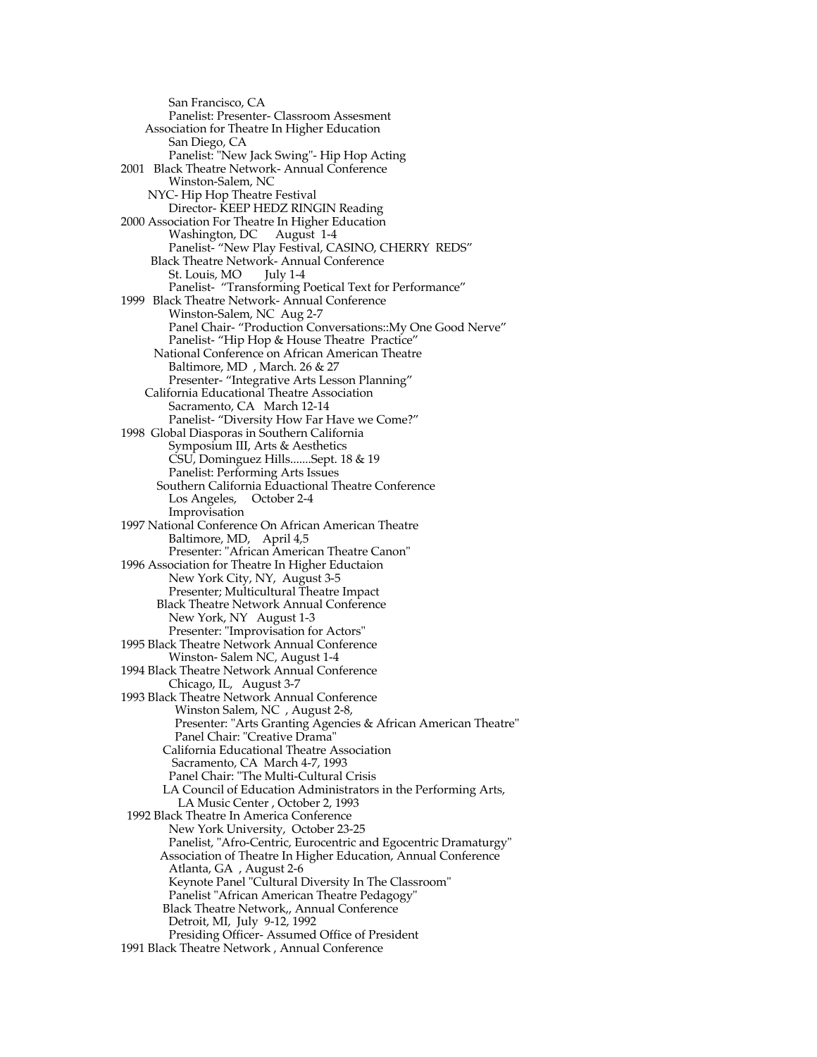San Francisco, CA
Panelist: Presenter- Classroom Assesment
Association for Theatre In Higher Education
San Diego, CA
Panelist: "New Jack Swing"- Hip Hop Acting

2001 Black Theatre Network- Annual Conference
Winston-Salem, NC
NYC- Hip Hop Theatre Festival
Director- KEEP HEDZ RINGIN Reading

2000 Association For Theatre In Higher Education
Washington, DC August 1-4
Panelist- "New Play Festival, CASINO, CHERRY REDS"
Black Theatre Network- Annual Conference
St. Louis, MO July 1-4
Panelist- "Transforming Poetical Text for Performance"

1999 Black Theatre Network- Annual Conference
Winston-Salem, NC Aug 2-7
Panel Chair- "Production Conversations::My One Good Nerve"
Panelist- "Hip Hop & House Theatre Practice"
National Conference on African American Theatre
Baltimore, MD , March. 26 & 27
Presenter- "Integrative Arts Lesson Planning"
California Educational Theatre Association
Sacramento, CA March 12-14
Panelist- "Diversity How Far Have we Come?"

1998 Global Diasporas in Southern California
Symposium III, Arts & Aesthetics
CSU, Dominguez Hills.......Sept. 18 & 19
Panelist: Performing Arts Issues
Southern California Eduactional Theatre Conference
Los Angeles, October 2-4
Improvisation

1997 National Conference On African American Theatre
Baltimore, MD, April 4,5
Presenter: "African American Theatre Canon"

1996 Association for Theatre In Higher Eductaion
New York City, NY, August 3-5
Presenter; Multicultural Theatre Impact
Black Theatre Network Annual Conference
New York, NY August 1-3
Presenter: "Improvisation for Actors"

1995 Black Theatre Network Annual Conference
Winston- Salem NC, August 1-4

1994 Black Theatre Network Annual Conference
Chicago, IL, August 3-7

1993 Black Theatre Network Annual Conference
Winston Salem, NC , August 2-8,
Presenter: "Arts Granting Agencies & African American Theatre"
Panel Chair: "Creative Drama"
California Educational Theatre Association
Sacramento, CA March 4-7, 1993
Panel Chair: "The Multi-Cultural Crisis
LA Council of Education Administrators in the Performing Arts,
LA Music Center , October 2, 1993

1992 Black Theatre In America Conference
New York University, October 23-25
Panelist, "Afro-Centric, Eurocentric and Egocentric Dramaturgy"
Association of Theatre In Higher Education, Annual Conference
Atlanta, GA , August 2-6
Keynote Panel "Cultural Diversity In The Classroom"
Panelist "African American Theatre Pedagogy"
Black Theatre Network,, Annual Conference
Detroit, MI, July 9-12, 1992
Presiding Officer- Assumed Office of President

1991 Black Theatre Network , Annual Conference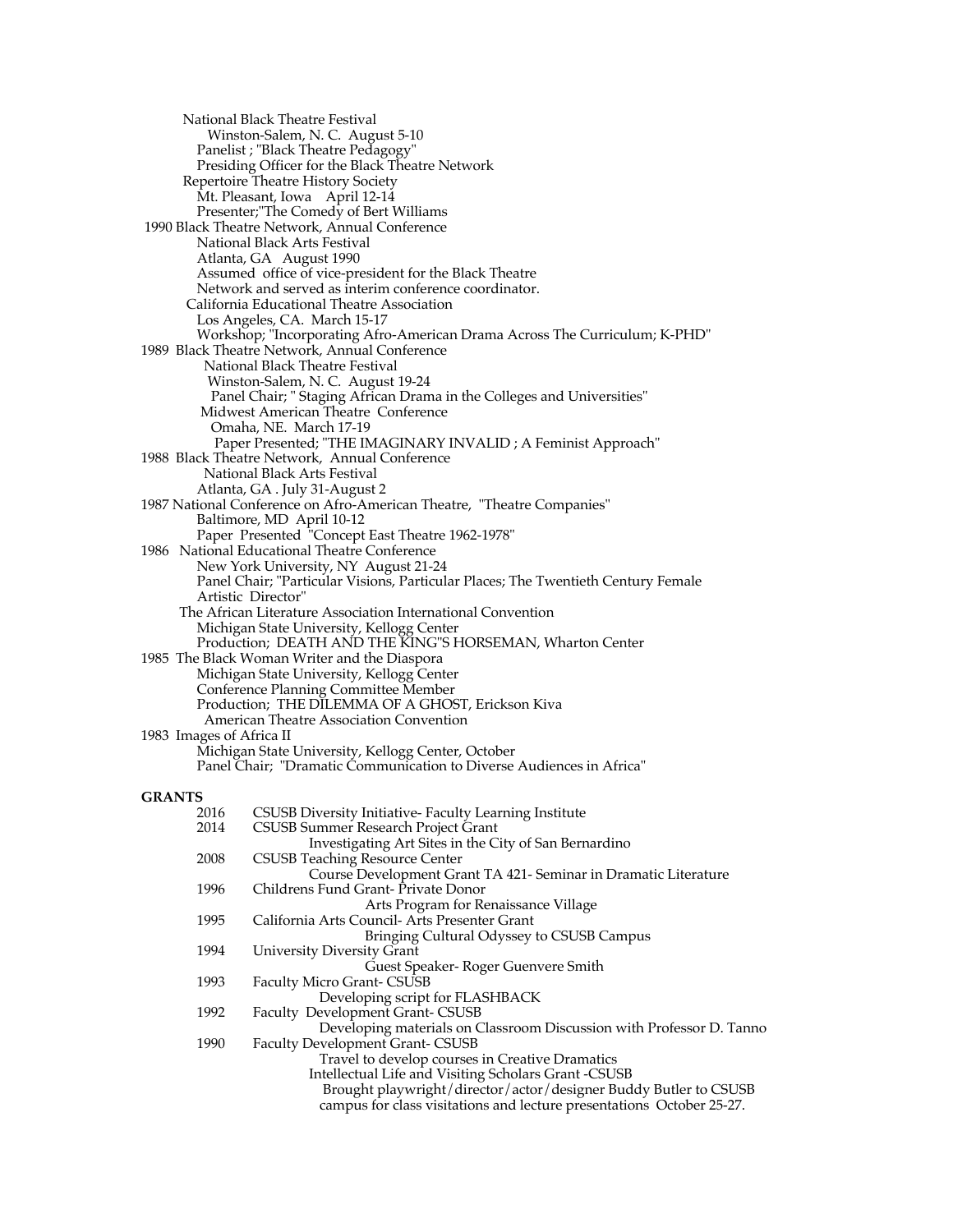National Black Theatre Festival
Winston-Salem, N. C. August 5-10
Panelist ; "Black Theatre Pedagogy"
Presiding Officer for the Black Theatre Network
Repertoire Theatre History Society
Mt. Pleasant, Iowa April 12-14
Presenter;"The Comedy of Bert Williams

1990 Black Theatre Network, Annual Conference
National Black Arts Festival
Atlanta, GA August 1990
Assumed office of vice-president for the Black Theatre Network and served as interim conference coordinator.
California Educational Theatre Association
Los Angeles, CA. March 15-17
Workshop; "Incorporating Afro-American Drama Across The Curriculum; K-PHD"

1989 Black Theatre Network, Annual Conference
National Black Theatre Festival
Winston-Salem, N. C. August 19-24
Panel Chair; " Staging African Drama in the Colleges and Universities"
Midwest American Theatre Conference
Omaha, NE. March 17-19
Paper Presented; "THE IMAGINARY INVALID ; A Feminist Approach"

1988 Black Theatre Network, Annual Conference
National Black Arts Festival
Atlanta, GA . July 31-August 2

1987 National Conference on Afro-American Theatre, "Theatre Companies"
Baltimore, MD April 10-12
Paper Presented "Concept East Theatre 1962-1978"

1986 National Educational Theatre Conference
New York University, NY August 21-24
Panel Chair; "Particular Visions, Particular Places; The Twentieth Century Female Artistic Director"
The African Literature Association International Convention
Michigan State University, Kellogg Center
Production; DEATH AND THE KING"S HORSEMAN, Wharton Center

1985 The Black Woman Writer and the Diaspora
Michigan State University, Kellogg Center
Conference Planning Committee Member
Production; THE DILEMMA OF A GHOST, Erickson Kiva
American Theatre Association Convention

1983 Images of Africa II
Michigan State University, Kellogg Center, October
Panel Chair; "Dramatic Communication to Diverse Audiences in Africa"

**GRANTS**

2016 CSUSB Diversity Initiative- Faculty Learning Institute

2014 CSUSB Summer Research Project Grant
Investigating Art Sites in the City of San Bernardino

2008 CSUSB Teaching Resource Center
Course Development Grant TA 421- Seminar in Dramatic Literature

1996 Childrens Fund Grant- Private Donor
Arts Program for Renaissance Village

1995 California Arts Council- Arts Presenter Grant
Bringing Cultural Odyssey to CSUSB Campus

1994 University Diversity Grant
Guest Speaker- Roger Guenvere Smith

1993 Faculty Micro Grant- CSUSB
Developing script for FLASHBACK

1992 Faculty Development Grant- CSUSB
Developing materials on Classroom Discussion with Professor D. Tanno

1990 Faculty Development Grant- CSUSB
Travel to develop courses in Creative Dramatics
Intellectual Life and Visiting Scholars Grant -CSUSB
Brought playwright/director/actor/designer Buddy Butler to CSUSB campus for class visitations and lecture presentations October 25-27.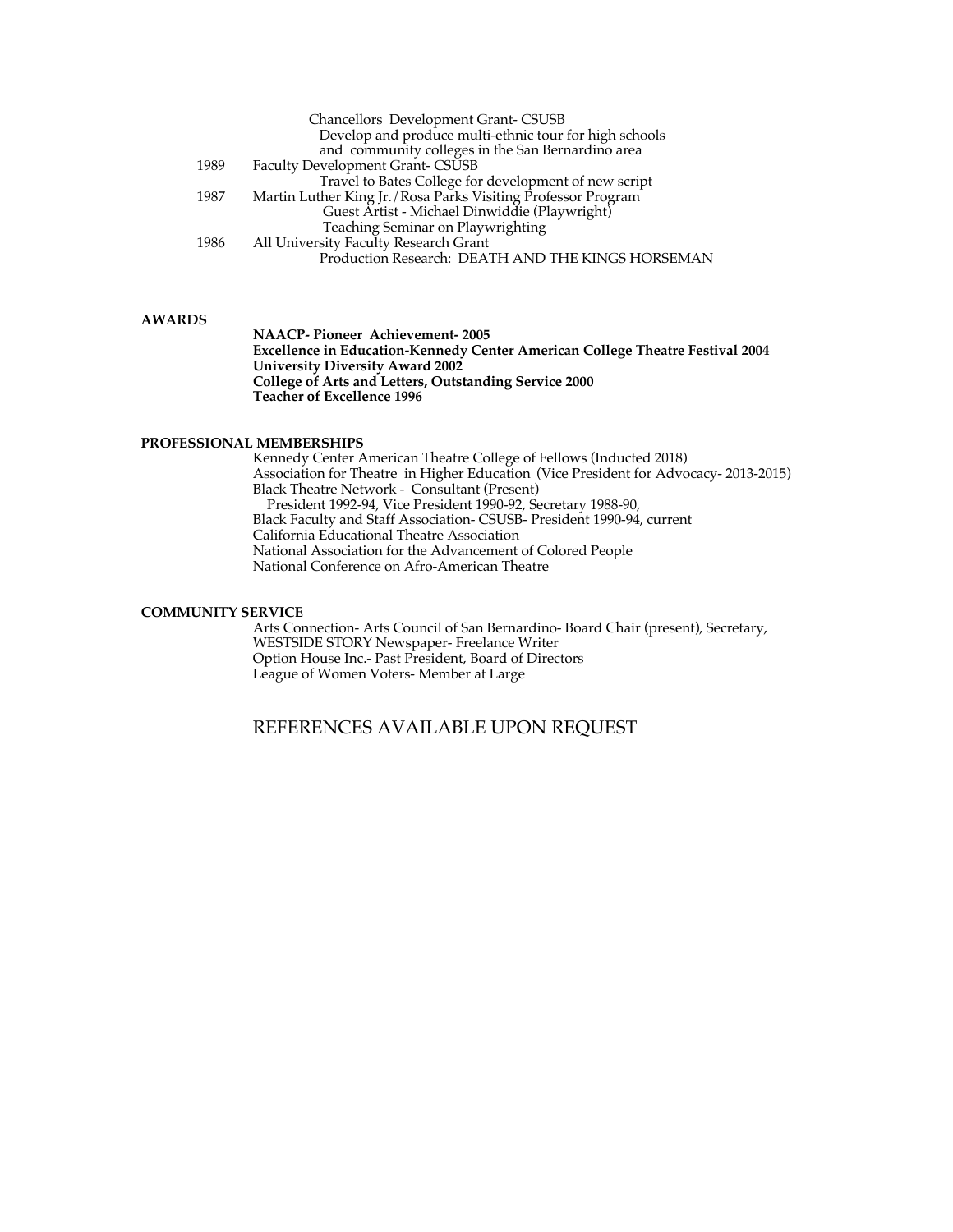Chancellors Development Grant- CSUSB
Develop and produce multi-ethnic tour for high schools
and community colleges in the San Bernardino area

1989 Faculty Development Grant- CSUSB
Travel to Bates College for development of new script

1987 Martin Luther King Jr./Rosa Parks Visiting Professor Program
Guest Artist - Michael Dinwiddie (Playwright)
Teaching Seminar on Playwrighting

1986 All University Faculty Research Grant
Production Research: DEATH AND THE KINGS HORSEMAN

**AWARDS**

**NAACP- Pioneer Achievement- 2005**
**Excellence in Education-Kennedy Center American College Theatre Festival 2004**
**University Diversity Award 2002**
**College of Arts and Letters, Outstanding Service 2000**
**Teacher of Excellence 1996**

**PROFESSIONAL MEMBERSHIPS**

Kennedy Center American Theatre College of Fellows (Inducted 2018)
Association for Theatre in Higher Education (Vice President for Advocacy- 2013-2015)
Black Theatre Network - Consultant (Present)
President 1992-94, Vice President 1990-92, Secretary 1988-90,
Black Faculty and Staff Association- CSUSB- President 1990-94, current
California Educational Theatre Association
National Association for the Advancement of Colored People
National Conference on Afro-American Theatre

**COMMUNITY SERVICE**

Arts Connection- Arts Council of San Bernardino- Board Chair (present), Secretary,
WESTSIDE STORY Newspaper- Freelance Writer
Option House Inc.- Past President, Board of Directors
League of Women Voters- Member at Large

REFERENCES AVAILABLE UPON REQUEST